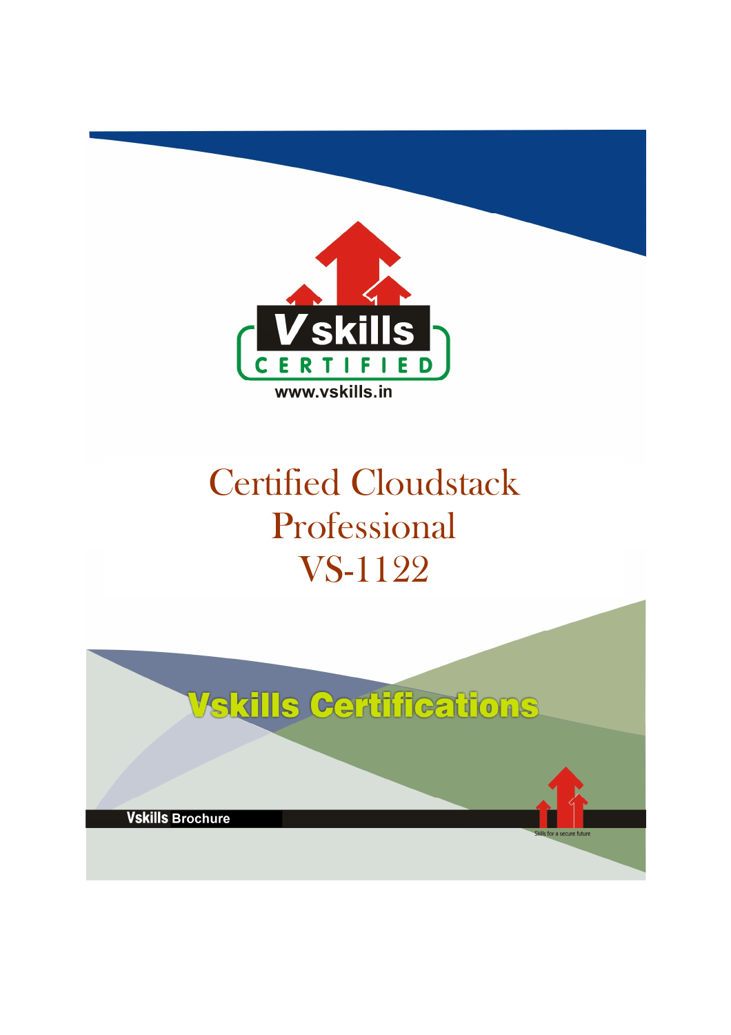Vskills CERTIFIED

www.vskills.in

# Certified Cloudstack Professional VS-1122

Vskills Certifications

Vskills Brochure

Skills for a secure future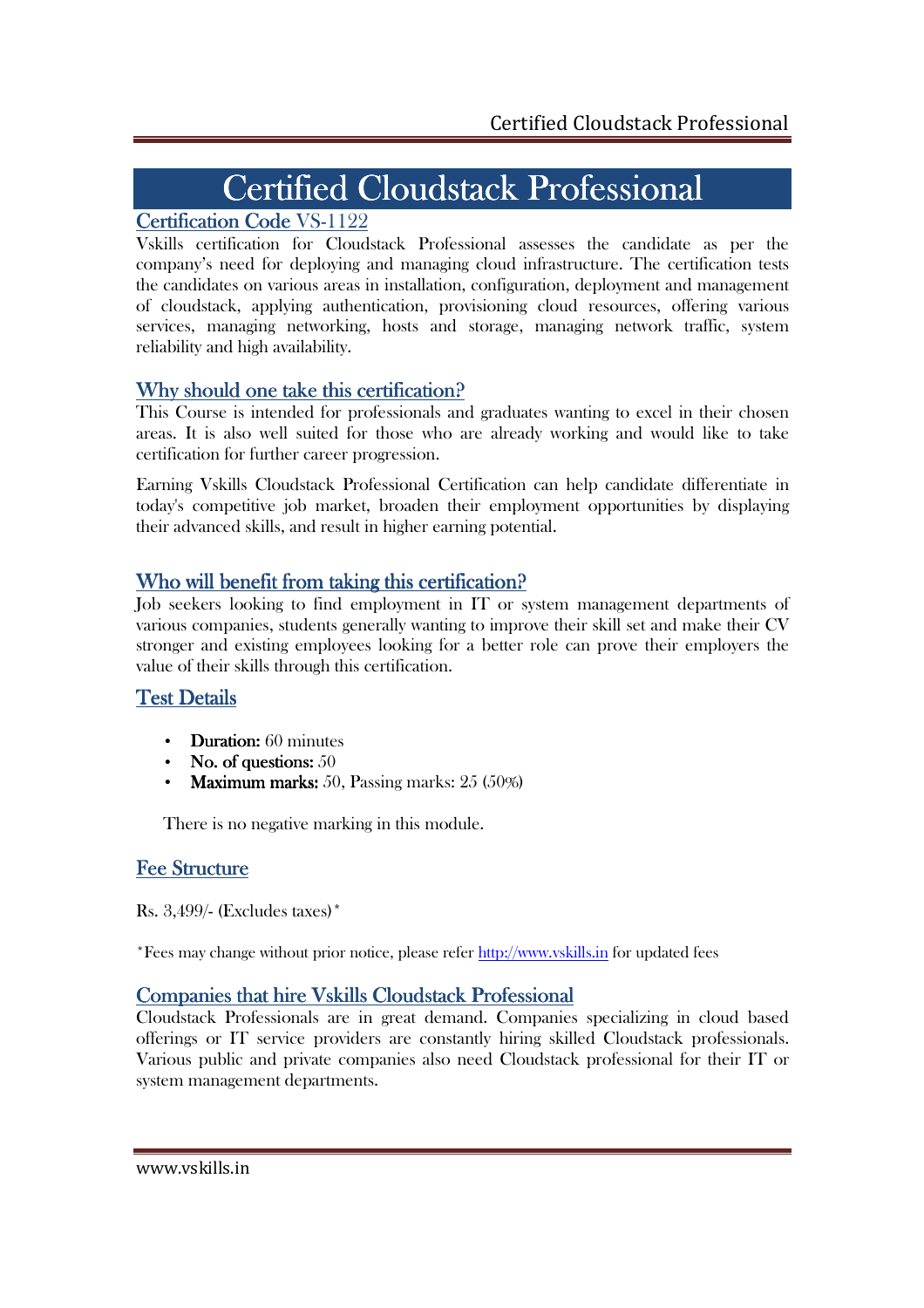# Certified Cloudstack Professional

## Certification Code VS-1122

Vskills certification for Cloudstack Professional assesses the candidate as per the company's need for deploying and managing cloud infrastructure. The certification tests the candidates on various areas in installation, configuration, deployment and management of cloudstack, applying authentication, provisioning cloud resources, offering various services, managing networking, hosts and storage, managing network traffic, system reliability and high availability.

## Why should one take this certification?

This Course is intended for professionals and graduates wanting to excel in their chosen areas. It is also well suited for those who are already working and would like to take certification for further career progression.

Earning Vskills Cloudstack Professional Certification can help candidate differentiate in today's competitive job market, broaden their employment opportunities by displaying their advanced skills, and result in higher earning potential.

## Who will benefit from taking this certification?

Job seekers looking to find employment in IT or system management departments of various companies, students generally wanting to improve their skill set and make their CV stronger and existing employees looking for a better role can prove their employers the value of their skills through this certification.

## Test Details

- **Duration:** 60 minutes
- **No. of questions:** 50
- **Maximum marks:** 50, Passing marks: 25 (50%)

There is no negative marking in this module.

## Fee Structure

Rs. 3,499/- (Excludes taxes)*

*Fees may change without prior notice, please refer http://www.vskills.in for updated fees

## Companies that hire Vskills Cloudstack Professional

Cloudstack Professionals are in great demand. Companies specializing in cloud based offerings or IT service providers are constantly hiring skilled Cloudstack professionals. Various public and private companies also need Cloudstack professional for their IT or system management departments.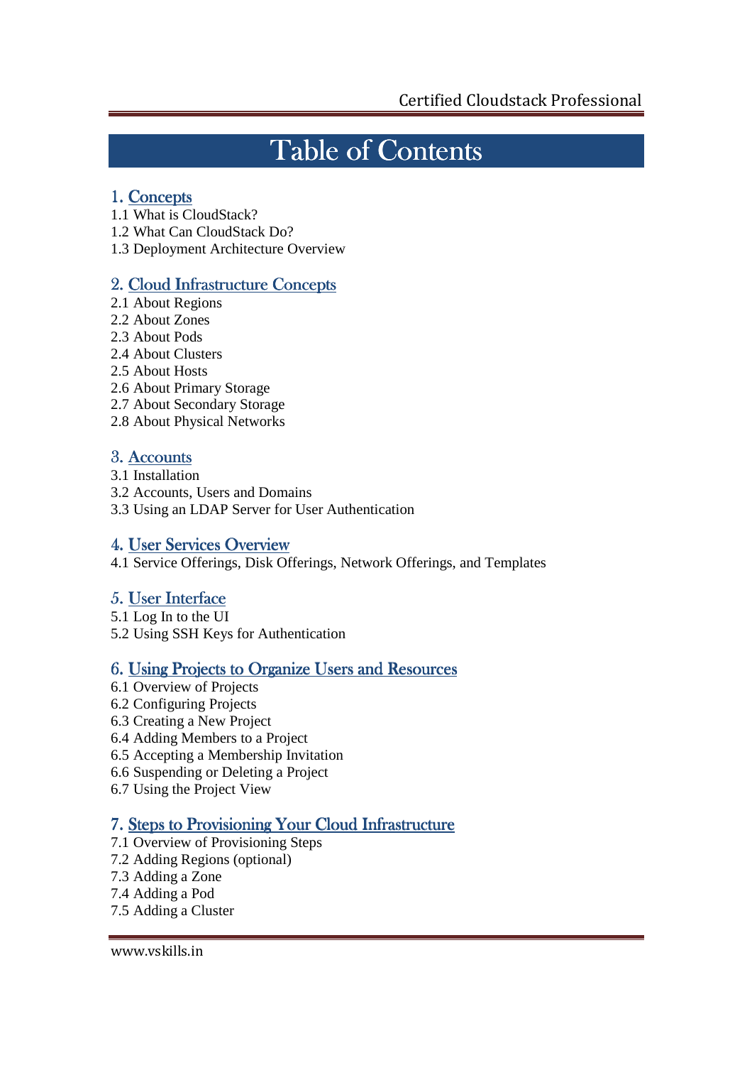# Table of Contents

## 1. Concepts

1.1 What is CloudStack?
1.2 What Can CloudStack Do?
1.3 Deployment Architecture Overview

## 2. Cloud Infrastructure Concepts

2.1 About Regions
2.2 About Zones
2.3 About Pods
2.4 About Clusters
2.5 About Hosts
2.6 About Primary Storage
2.7 About Secondary Storage
2.8 About Physical Networks

## 3. Accounts

3.1 Installation
3.2 Accounts, Users and Domains
3.3 Using an LDAP Server for User Authentication

## 4. User Services Overview

4.1 Service Offerings, Disk Offerings, Network Offerings, and Templates

## 5. User Interface

5.1 Log In to the UI
5.2 Using SSH Keys for Authentication

## 6. Using Projects to Organize Users and Resources

6.1 Overview of Projects
6.2 Configuring Projects
6.3 Creating a New Project
6.4 Adding Members to a Project
6.5 Accepting a Membership Invitation
6.6 Suspending or Deleting a Project
6.7 Using the Project View

## 7. Steps to Provisioning Your Cloud Infrastructure

7.1 Overview of Provisioning Steps
7.2 Adding Regions (optional)
7.3 Adding a Zone
7.4 Adding a Pod
7.5 Adding a Cluster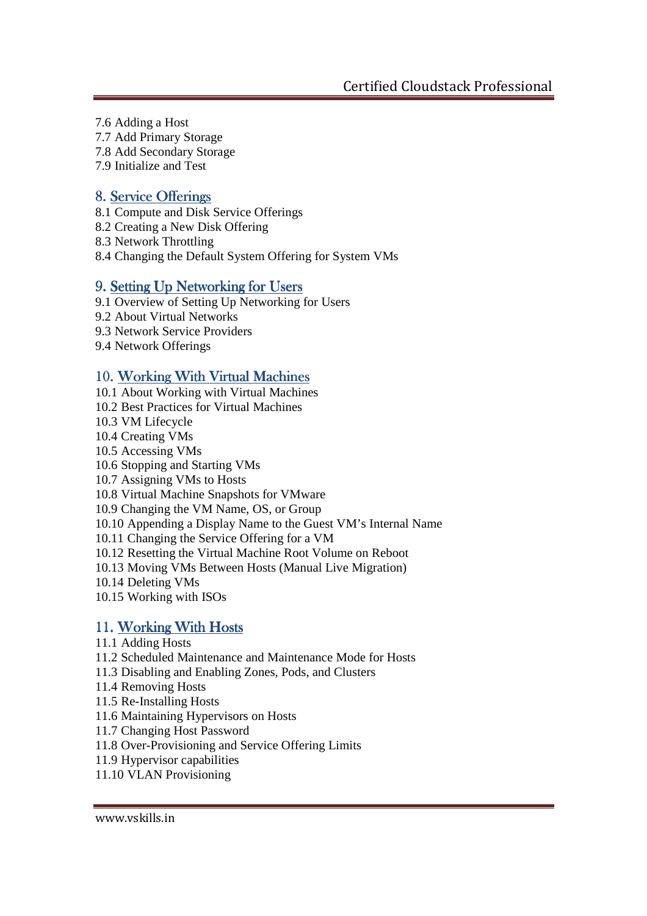7.6 Adding a Host
7.7 Add Primary Storage
7.8 Add Secondary Storage
7.9 Initialize and Test

## 8. Service Offerings

8.1 Compute and Disk Service Offerings
8.2 Creating a New Disk Offering
8.3 Network Throttling
8.4 Changing the Default System Offering for System VMs

## 9. Setting Up Networking for Users

9.1 Overview of Setting Up Networking for Users
9.2 About Virtual Networks
9.3 Network Service Providers
9.4 Network Offerings

## 10. Working With Virtual Machines

10.1 About Working with Virtual Machines
10.2 Best Practices for Virtual Machines
10.3 VM Lifecycle
10.4 Creating VMs
10.5 Accessing VMs
10.6 Stopping and Starting VMs
10.7 Assigning VMs to Hosts
10.8 Virtual Machine Snapshots for VMware
10.9 Changing the VM Name, OS, or Group
10.10 Appending a Display Name to the Guest VM's Internal Name
10.11 Changing the Service Offering for a VM
10.12 Resetting the Virtual Machine Root Volume on Reboot
10.13 Moving VMs Between Hosts (Manual Live Migration)
10.14 Deleting VMs
10.15 Working with ISOs

## 11. Working With Hosts

11.1 Adding Hosts
11.2 Scheduled Maintenance and Maintenance Mode for Hosts
11.3 Disabling and Enabling Zones, Pods, and Clusters
11.4 Removing Hosts
11.5 Re-Installing Hosts
11.6 Maintaining Hypervisors on Hosts
11.7 Changing Host Password
11.8 Over-Provisioning and Service Offering Limits
11.9 Hypervisor capabilities
11.10 VLAN Provisioning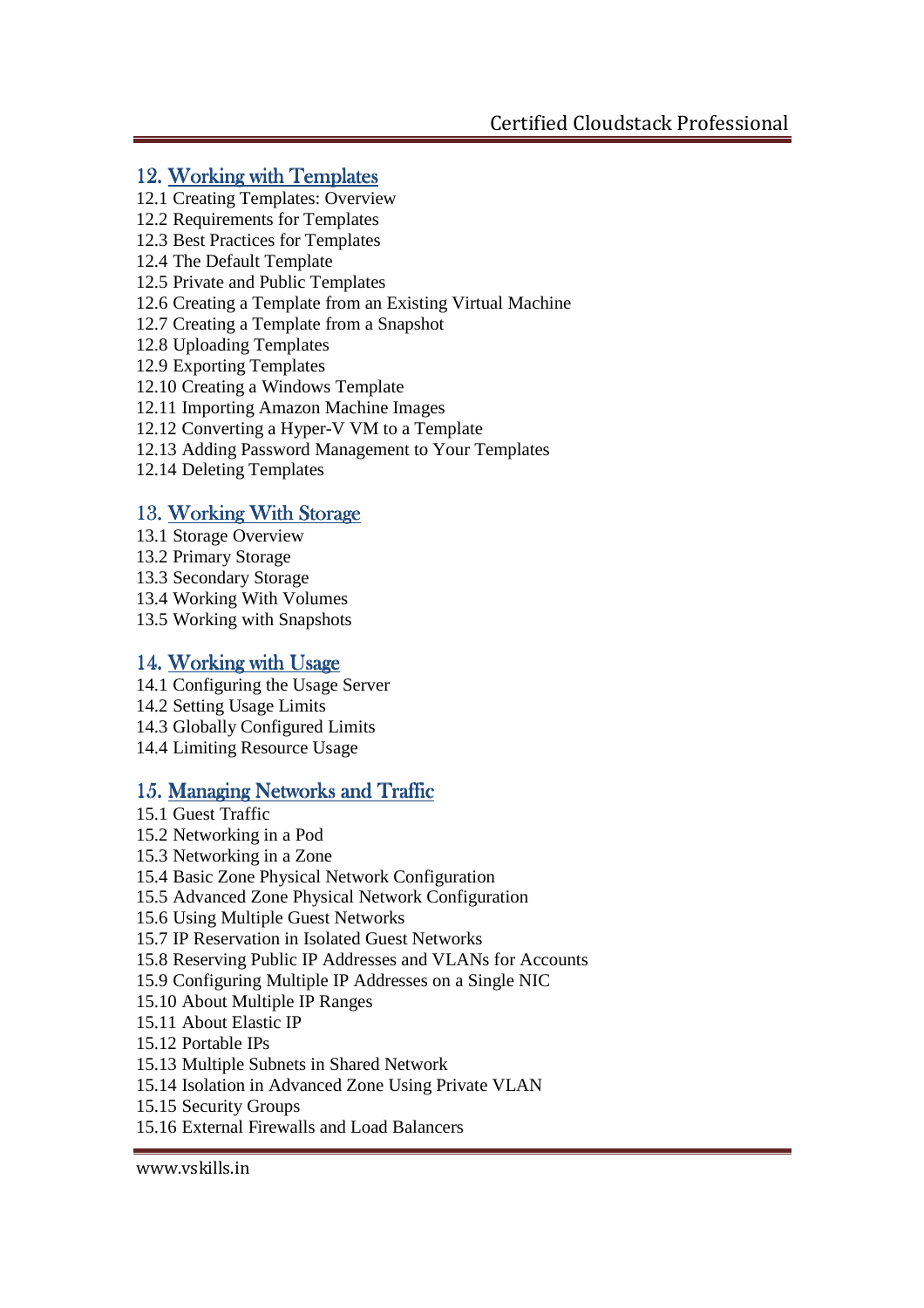## 12. Working with Templates

12.1 Creating Templates: Overview
12.2 Requirements for Templates
12.3 Best Practices for Templates
12.4 The Default Template
12.5 Private and Public Templates
12.6 Creating a Template from an Existing Virtual Machine
12.7 Creating a Template from a Snapshot
12.8 Uploading Templates
12.9 Exporting Templates
12.10 Creating a Windows Template
12.11 Importing Amazon Machine Images
12.12 Converting a Hyper-V VM to a Template
12.13 Adding Password Management to Your Templates
12.14 Deleting Templates

## 13. Working With Storage

13.1 Storage Overview
13.2 Primary Storage
13.3 Secondary Storage
13.4 Working With Volumes
13.5 Working with Snapshots

## 14. Working with Usage

14.1 Configuring the Usage Server
14.2 Setting Usage Limits
14.3 Globally Configured Limits
14.4 Limiting Resource Usage

## 15. Managing Networks and Traffic

15.1 Guest Traffic
15.2 Networking in a Pod
15.3 Networking in a Zone
15.4 Basic Zone Physical Network Configuration
15.5 Advanced Zone Physical Network Configuration
15.6 Using Multiple Guest Networks
15.7 IP Reservation in Isolated Guest Networks
15.8 Reserving Public IP Addresses and VLANs for Accounts
15.9 Configuring Multiple IP Addresses on a Single NIC
15.10 About Multiple IP Ranges
15.11 About Elastic IP
15.12 Portable IPs
15.13 Multiple Subnets in Shared Network
15.14 Isolation in Advanced Zone Using Private VLAN
15.15 Security Groups
15.16 External Firewalls and Load Balancers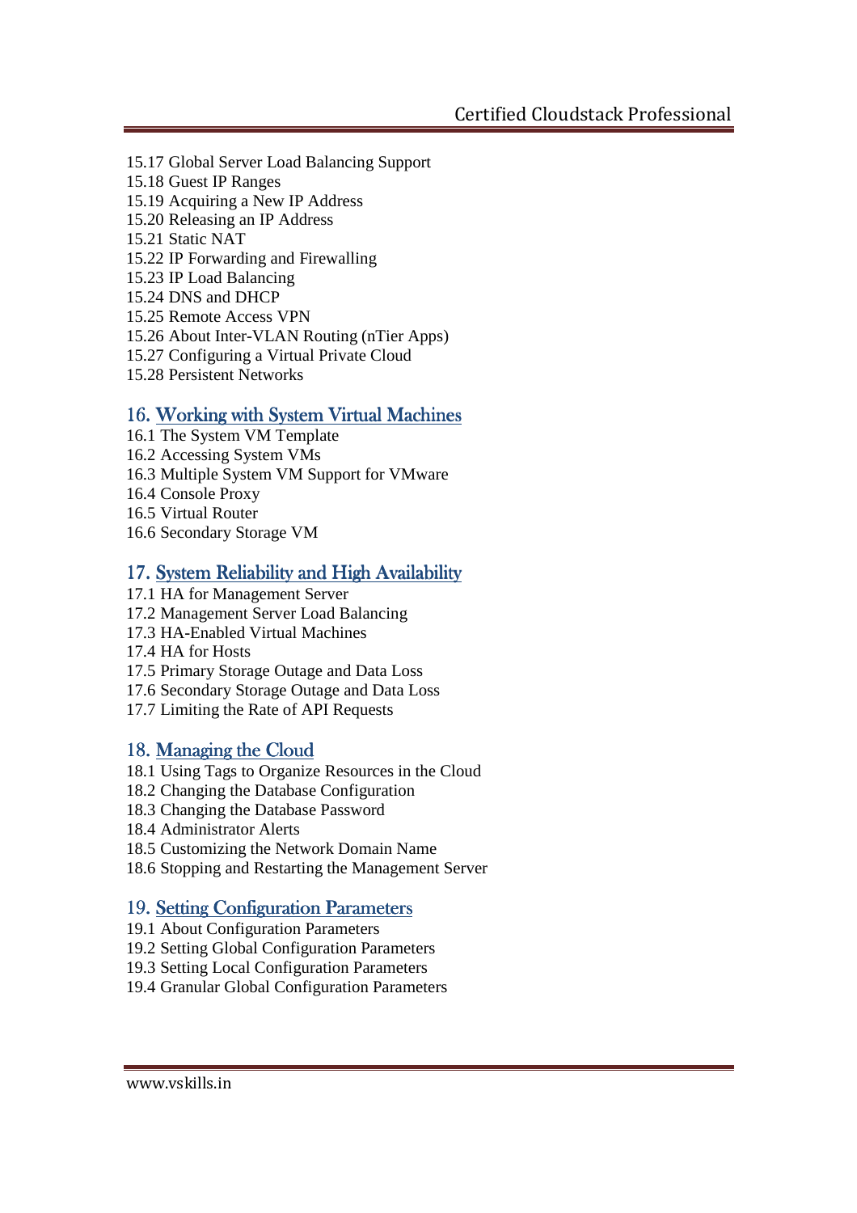15.17 Global Server Load Balancing Support
15.18 Guest IP Ranges
15.19 Acquiring a New IP Address
15.20 Releasing an IP Address
15.21 Static NAT
15.22 IP Forwarding and Firewalling
15.23 IP Load Balancing
15.24 DNS and DHCP
15.25 Remote Access VPN
15.26 About Inter-VLAN Routing (nTier Apps)
15.27 Configuring a Virtual Private Cloud
15.28 Persistent Networks

## 16. Working with System Virtual Machines

16.1 The System VM Template
16.2 Accessing System VMs
16.3 Multiple System VM Support for VMware
16.4 Console Proxy
16.5 Virtual Router
16.6 Secondary Storage VM

## 17. System Reliability and High Availability

17.1 HA for Management Server
17.2 Management Server Load Balancing
17.3 HA-Enabled Virtual Machines
17.4 HA for Hosts
17.5 Primary Storage Outage and Data Loss
17.6 Secondary Storage Outage and Data Loss
17.7 Limiting the Rate of API Requests

## 18. Managing the Cloud

18.1 Using Tags to Organize Resources in the Cloud
18.2 Changing the Database Configuration
18.3 Changing the Database Password
18.4 Administrator Alerts
18.5 Customizing the Network Domain Name
18.6 Stopping and Restarting the Management Server

## 19. Setting Configuration Parameters

19.1 About Configuration Parameters
19.2 Setting Global Configuration Parameters
19.3 Setting Local Configuration Parameters
19.4 Granular Global Configuration Parameters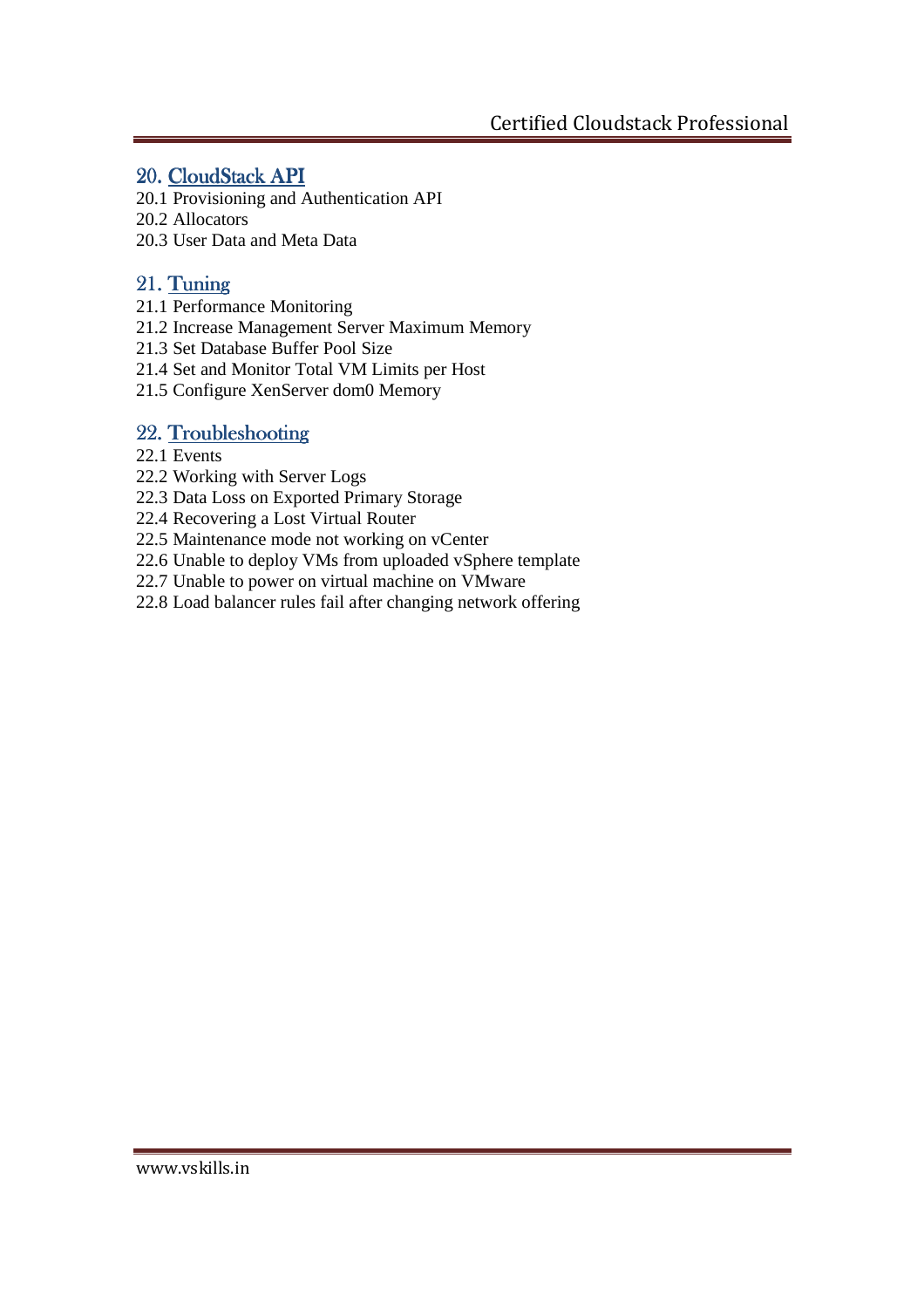## 20. CloudStack API

20.1 Provisioning and Authentication API
20.2 Allocators
20.3 User Data and Meta Data

## 21. Tuning

21.1 Performance Monitoring
21.2 Increase Management Server Maximum Memory
21.3 Set Database Buffer Pool Size
21.4 Set and Monitor Total VM Limits per Host
21.5 Configure XenServer dom0 Memory

## 22. Troubleshooting

22.1 Events
22.2 Working with Server Logs
22.3 Data Loss on Exported Primary Storage
22.4 Recovering a Lost Virtual Router
22.5 Maintenance mode not working on vCenter
22.6 Unable to deploy VMs from uploaded vSphere template
22.7 Unable to power on virtual machine on VMware
22.8 Load balancer rules fail after changing network offering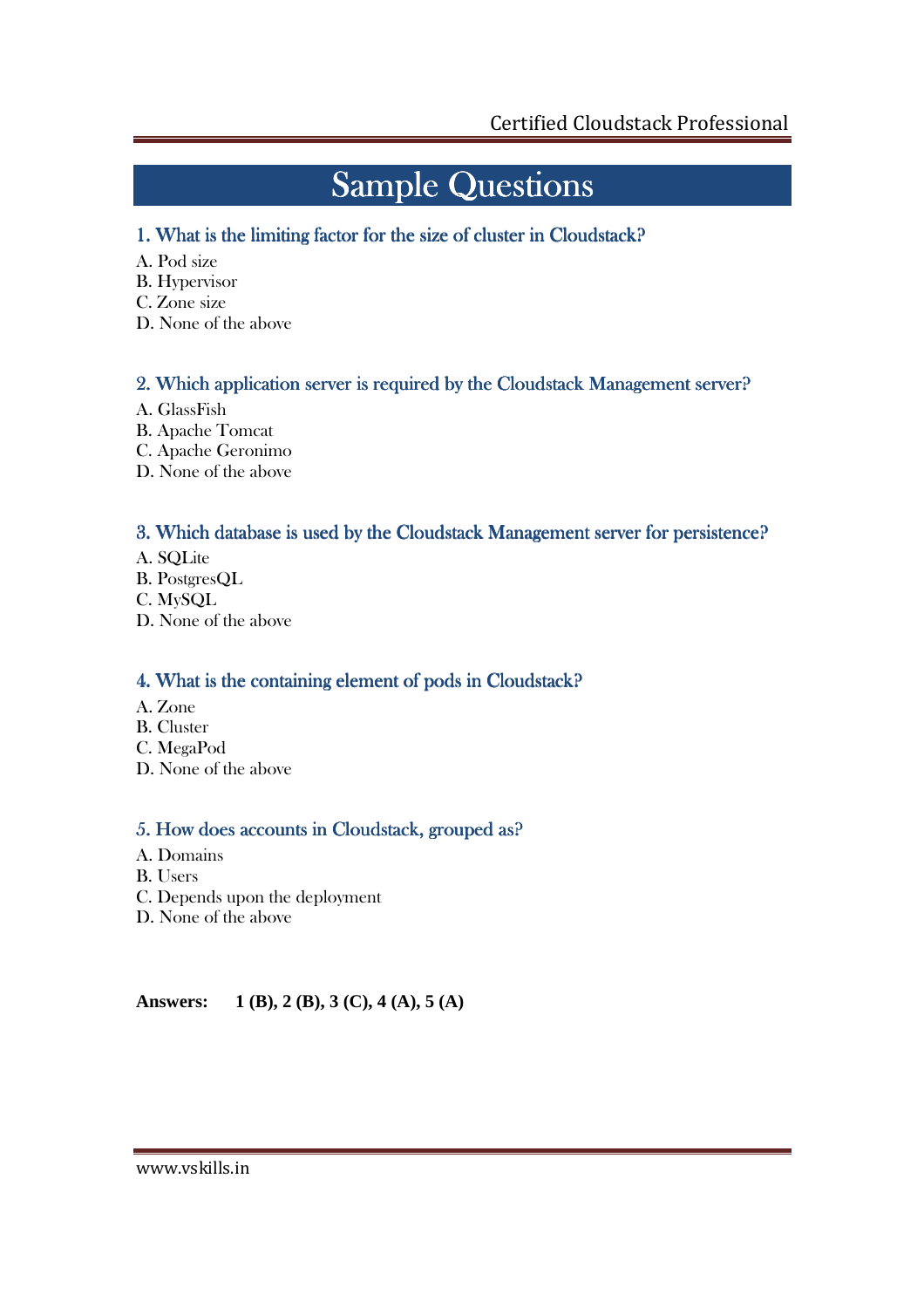# Sample Questions

### 1. What is the limiting factor for the size of cluster in Cloudstack?

A. Pod size
B. Hypervisor
C. Zone size
D. None of the above

### 2. Which application server is required by the Cloudstack Management server?

A. GlassFish
B. Apache Tomcat
C. Apache Geronimo
D. None of the above

### 3. Which database is used by the Cloudstack Management server for persistence?

A. SQLite
B. PostgresQL
C. MySQL
D. None of the above

### 4. What is the containing element of pods in Cloudstack?

A. Zone
B. Cluster
C. MegaPod
D. None of the above

### 5. How does accounts in Cloudstack, grouped as?

A. Domains
B. Users
C. Depends upon the deployment
D. None of the above

**Answers: 1 (B), 2 (B), 3 (C), 4 (A), 5 (A)**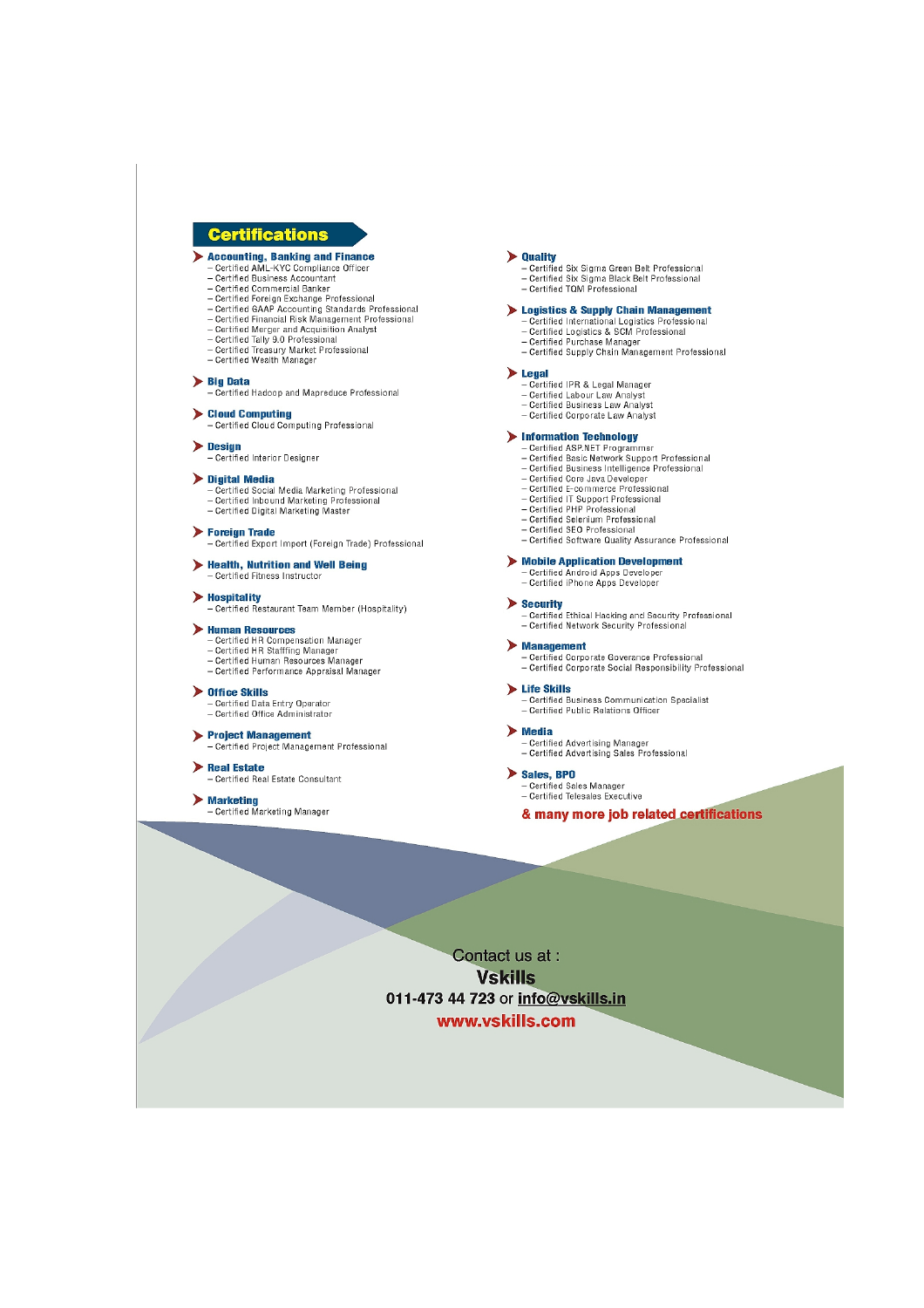# Certifications

### Accounting, Banking and Finance
- Certified AML-KYC Compliance Officer
- Certified Business Accountant
- Certified Commercial Banker
- Certified Foreign Exchange Professional
- Certified GAAP Accounting Standards Professional
- Certified Financial Risk Management Professional
- Certified Merger and Acquisition Analyst
- Certified Tally 9.0 Professional
- Certified Treasury Market Professional
- Certified Wealth Manager

### Big Data
- Certified Hadoop and Mapreduce Professional

### Cloud Computing
- Certified Cloud Computing Professional

### Design
- Certified Interior Designer

### Digital Media
- Certified Social Media Marketing Professional
- Certified Inbound Marketing Professional
- Certified Digital Marketing Master

### Foreign Trade
- Certified Export Import (Foreign Trade) Professional

### Health, Nutrition and Well Being
- Certified Fitness Instructor

### Hospitality
- Certified Restaurant Team Member (Hospitality)

### Human Resources
- Certified HR Compensation Manager
- Certified HR Stafffing Manager
- Certified Human Resources Manager
- Certified Performance Appraisal Manager

### Office Skills
- Certified Data Entry Operator
- Certified Office Administrator

### Project Management
- Certified Project Management Professional

### Real Estate
- Certified Real Estate Consultant

### Marketing
- Certified Marketing Manager

### Quality
- Certified Six Sigma Green Belt Professional
- Certified Six Sigma Black Belt Professional
- Certified TQM Professional

### Logistics & Supply Chain Management
- Certified International Logistics Professional
- Certified Logistics & SCM Professional
- Certified Purchase Manager
- Certified Supply Chain Management Professional

### Legal
- Certified IPR & Legal Manager
- Certified Labour Law Analyst
- Certified Business Law Analyst
- Certified Corporate Law Analyst

### Information Technology
- Certified ASP.NET Programmer
- Certified Basic Network Support Professional
- Certified Business Intelligence Professional
- Certified Core Java Developer
- Certified E-commerce Professional
- Certified IT Support Professional
- Certified PHP Professional
- Certified Selenium Professional
- Certified SEO Professional
- Certified Software Quality Assurance Professional

### Mobile Application Development
- Certified Android Apps Developer
- Certified iPhone Apps Developer

### Security
- Certified Ethical Hacking and Security Professional
- Certified Network Security Professional

### Management
- Certified Corporate Goverance Professional
- Certified Corporate Social Responsibility Professional

### Life Skills
- Certified Business Communication Specialist
- Certified Public Relations Officer

### Media
- Certified Advertising Manager
- Certified Advertising Sales Professional

### Sales, BPO
- Certified Sales Manager
- Certified Telesales Executive

**& many more job related certifications**

Contact us at :

**Vskills**

**011-473 44 723 or info@vskills.in**

**www.vskills.com**